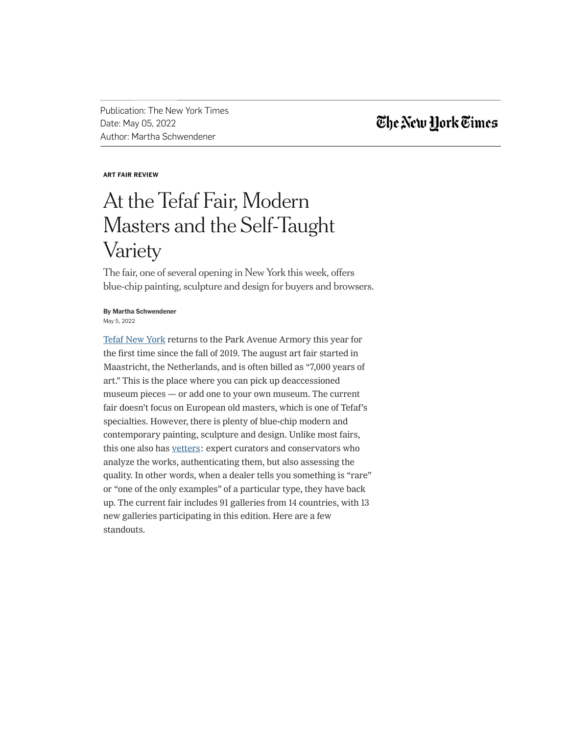Publication: The New York Times
Date: May 05, 2022
Author: Martha Schwendener

The New York Times

**ART FAIR REVIEW**

# At the Tefaf Fair, Modern Masters and the Self-Taught Variety

The fair, one of several opening in New York this week, offers blue-chip painting, sculpture and design for buyers and browsers.

**By Martha Schwendener**
May 5, 2022

Tefaf New York returns to the Park Avenue Armory this year for the first time since the fall of 2019. The august art fair started in Maastricht, the Netherlands, and is often billed as "7,000 years of art." This is the place where you can pick up deaccessioned museum pieces — or add one to your own museum. The current fair doesn't focus on European old masters, which is one of Tefaf's specialties. However, there is plenty of blue-chip modern and contemporary painting, sculpture and design. Unlike most fairs, this one also has vetters: expert curators and conservators who analyze the works, authenticating them, but also assessing the quality. In other words, when a dealer tells you something is "rare" or "one of the only examples" of a particular type, they have back up. The current fair includes 91 galleries from 14 countries, with 13 new galleries participating in this edition. Here are a few standouts.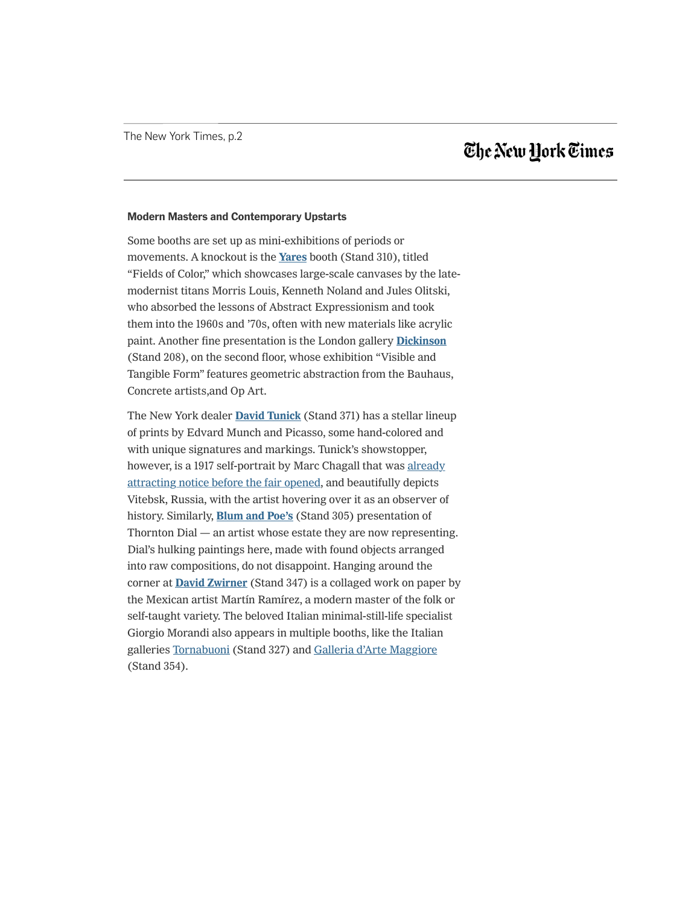**Modern Masters and Contemporary Upstarts**

Some booths are set up as mini-exhibitions of periods or movements. A knockout is the **Yares** booth (Stand 310), titled "Fields of Color," which showcases large-scale canvases by the late-modernist titans Morris Louis, Kenneth Noland and Jules Olitski, who absorbed the lessons of Abstract Expressionism and took them into the 1960s and '70s, often with new materials like acrylic paint. Another fine presentation is the London gallery **Dickinson** (Stand 208), on the second floor, whose exhibition "Visible and Tangible Form" features geometric abstraction from the Bauhaus, Concrete artists,and Op Art.

The New York dealer **David Tunick** (Stand 371) has a stellar lineup of prints by Edvard Munch and Picasso, some hand-colored and with unique signatures and markings. Tunick's showstopper, however, is a 1917 self-portrait by Marc Chagall that was already attracting notice before the fair opened, and beautifully depicts Vitebsk, Russia, with the artist hovering over it as an observer of history. Similarly, **Blum and Poe's** (Stand 305) presentation of Thornton Dial — an artist whose estate they are now representing. Dial's hulking paintings here, made with found objects arranged into raw compositions, do not disappoint. Hanging around the corner at **David Zwirner** (Stand 347) is a collaged work on paper by the Mexican artist Martín Ramírez, a modern master of the folk or self-taught variety. The beloved Italian minimal-still-life specialist Giorgio Morandi also appears in multiple booths, like the Italian galleries Tornabuoni (Stand 327) and Galleria d'Arte Maggiore (Stand 354).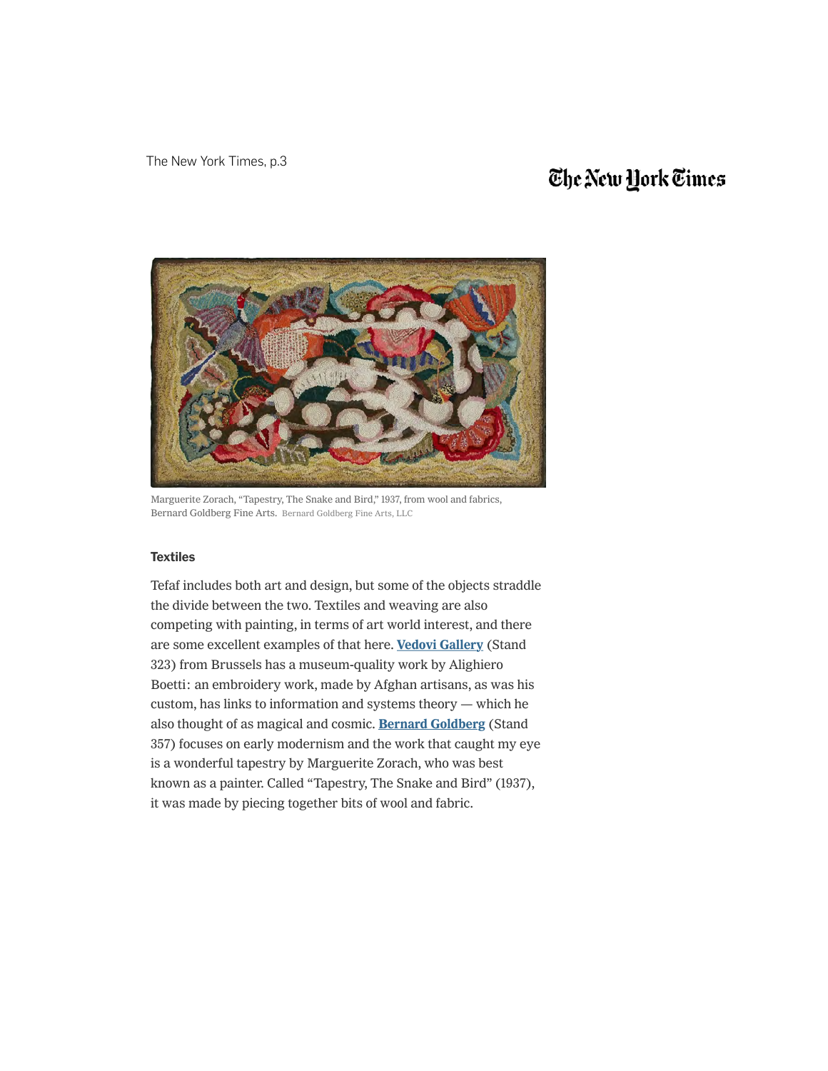Marguerite Zorach, “Tapestry, The Snake and Bird,” 1937, from wool and fabrics, Bernard Goldberg Fine Arts. Bernard Goldberg Fine Arts, LLC

### Textiles

Tefaf includes both art and design, but some of the objects straddle the divide between the two. Textiles and weaving are also competing with painting, in terms of art world interest, and there are some excellent examples of that here. **Vedovi Gallery** (Stand 323) from Brussels has a museum-quality work by Alighiero Boetti: an embroidery work, made by Afghan artisans, as was his custom, has links to information and systems theory — which he also thought of as magical and cosmic. **Bernard Goldberg** (Stand 357) focuses on early modernism and the work that caught my eye is a wonderful tapestry by Marguerite Zorach, who was best known as a painter. Called “Tapestry, The Snake and Bird” (1937), it was made by piecing together bits of wool and fabric.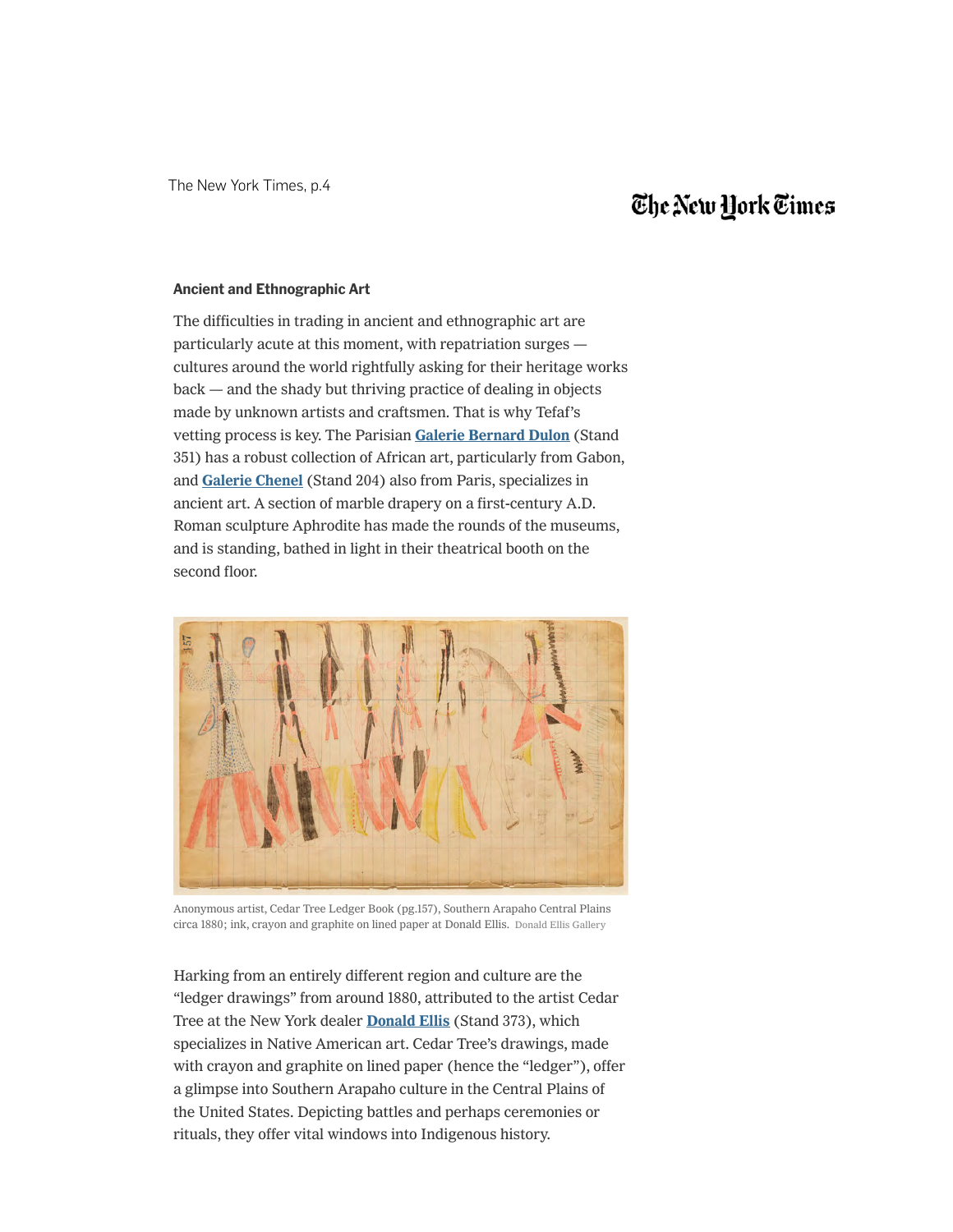### Ancient and Ethnographic Art

The difficulties in trading in ancient and ethnographic art are particularly acute at this moment, with repatriation surges — cultures around the world rightfully asking for their heritage works back — and the shady but thriving practice of dealing in objects made by unknown artists and craftsmen. That is why Tefaf's vetting process is key. The Parisian **Galerie Bernard Dulon** (Stand 351) has a robust collection of African art, particularly from Gabon, and **Galerie Chenel** (Stand 204) also from Paris, specializes in ancient art. A section of marble drapery on a first-century A.D. Roman sculpture Aphrodite has made the rounds of the museums, and is standing, bathed in light in their theatrical booth on the second floor.

Anonymous artist, Cedar Tree Ledger Book (pg.157), Southern Arapaho Central Plains circa 1880; ink, crayon and graphite on lined paper at Donald Ellis. Donald Ellis Gallery

Harking from an entirely different region and culture are the "ledger drawings" from around 1880, attributed to the artist Cedar Tree at the New York dealer **Donald Ellis** (Stand 373), which specializes in Native American art. Cedar Tree's drawings, made with crayon and graphite on lined paper (hence the "ledger"), offer a glimpse into Southern Arapaho culture in the Central Plains of the United States. Depicting battles and perhaps ceremonies or rituals, they offer vital windows into Indigenous history.